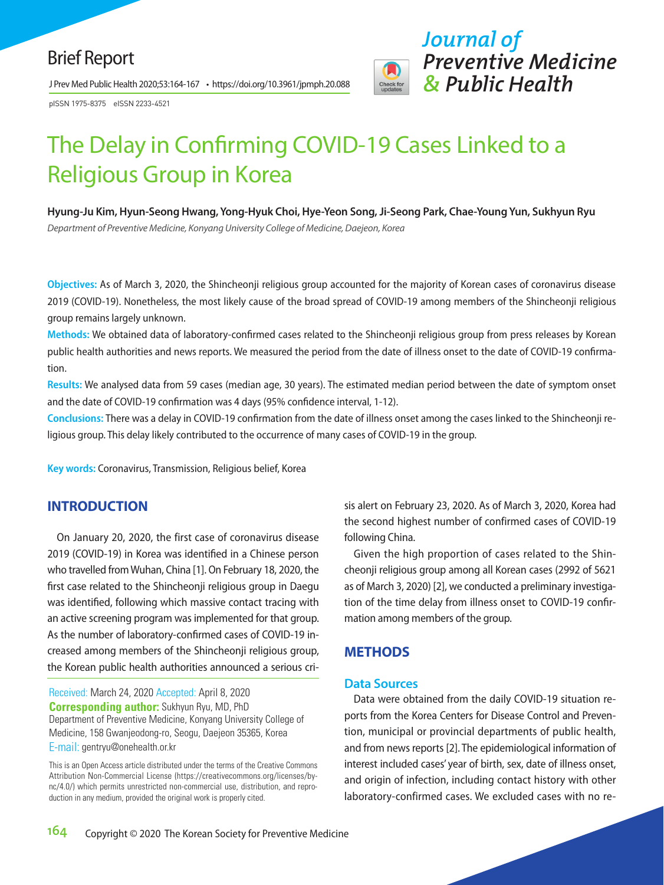Brief Report

# The Delay in Confirming COVID-19 Cases Linked to a Religious Group in Korea

**Hyung-Ju Kim, Hyun-Seong Hwang, Yong-Hyuk Choi, Hye-Yeon Song, Ji-Seong Park, Chae-Young Yun, Sukhyun Ryu**

*Department of Preventive Medicine, Konyang University College of Medicine, Daejeon, Korea*

**Objectives:** As of March 3, 2020, the Shincheonji religious group accounted for the majority of Korean cases of coronavirus disease 2019 (COVID-19). Nonetheless, the most likely cause of the broad spread of COVID-19 among members of the Shincheonji religious group remains largely unknown.

**Methods:** We obtained data of laboratory-confirmed cases related to the Shincheonji religious group from press releases by Korean public health authorities and news reports. We measured the period from the date of illness onset to the date of COVID-19 confirmation.

**Results:** We analysed data from 59 cases (median age, 30 years). The estimated median period between the date of symptom onset and the date of COVID-19 confirmation was 4 days (95% confidence interval, 1-12).

**Conclusions:** There was a delay in COVID-19 confirmation from the date of illness onset among the cases linked to the Shincheonji religious group. This delay likely contributed to the occurrence of many cases of COVID-19 in the group.

**Key words:** Coronavirus, Transmission, Religious belief, Korea

## INTRODUCTION

On January 20, 2020, the first case of coronavirus disease 2019 (COVID-19) in Korea was identified in a Chinese person who travelled from Wuhan, China [1]. On February 18, 2020, the first case related to the Shincheonji religious group in Daegu was identified, following which massive contact tracing with an active screening program was implemented for that group. As the number of laboratory-confirmed cases of COVID-19 increased among members of the Shincheonji religious group, the Korean public health authorities announced a serious crisis alert on February 23, 2020. As of March 3, 2020, Korea had the second highest number of confirmed cases of COVID-19 following China.

Given the high proportion of cases related to the Shincheonji religious group among all Korean cases (2992 of 5621 as of March 3, 2020) [2], we conducted a preliminary investigation of the time delay from illness onset to COVID-19 confirmation among members of the group.

## METHODS

### Data Sources

Data were obtained from the daily COVID-19 situation reports from the Korea Centers for Disease Control and Prevention, municipal or provincial departments of public health, and from news reports [2]. The epidemiological information of interest included cases' year of birth, sex, date of illness onset, and origin of infection, including contact history with other laboratory-confirmed cases. We excluded cases with no re-

Received: March 24, 2020 Accepted: April 8, 2020
**Corresponding author:** Sukhyun Ryu, MD, PhD
Department of Preventive Medicine, Konyang University College of Medicine, 158 Gwanjeodong-ro, Seogu, Daejeon 35365, Korea
E-mail: gentryu@onehealth.or.kr

This is an Open Access article distributed under the terms of the Creative Commons Attribution Non-Commercial License (https://creativecommons.org/licenses/by-nc/4.0/) which permits unrestricted non-commercial use, distribution, and reproduction in any medium, provided the original work is properly cited.

Copyright © 2020 The Korean Society for Preventive Medicine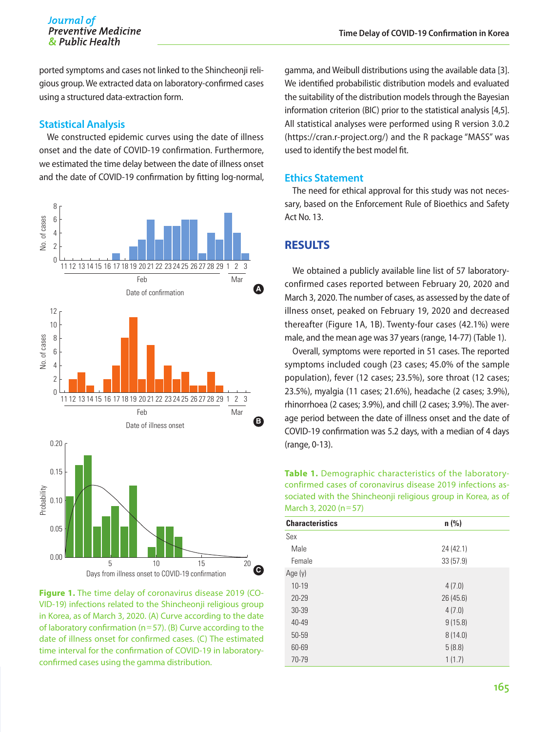ported symptoms and cases not linked to the Shincheonji religious group. We extracted data on laboratory-confirmed cases using a structured data-extraction form.

### Statistical Analysis

We constructed epidemic curves using the date of illness onset and the date of COVID-19 confirmation. Furthermore, we estimated the time delay between the date of illness onset and the date of COVID-19 confirmation by fitting log-normal, gamma, and Weibull distributions using the available data [3]. We identified probabilistic distribution models and evaluated the suitability of the distribution models through the Bayesian information criterion (BIC) prior to the statistical analysis [4,5]. All statistical analyses were performed using R version 3.0.2 (https://cran.r-project.org/) and the R package "MASS" was used to identify the best model fit.

Figure 1. The time delay of coronavirus disease 2019 (COVID-19) infections related to the Shincheonji religious group in Korea, as of March 3, 2020. (A) Curve according to the date of laboratory confirmation (n=57). (B) Curve according to the date of illness onset for confirmed cases. (C) The estimated time interval for the confirmation of COVID-19 in laboratory-confirmed cases using the gamma distribution.

### Ethics Statement

The need for ethical approval for this study was not necessary, based on the Enforcement Rule of Bioethics and Safety Act No. 13.

## RESULTS

We obtained a publicly available line list of 57 laboratory-confirmed cases reported between February 20, 2020 and March 3, 2020. The number of cases, as assessed by the date of illness onset, peaked on February 19, 2020 and decreased thereafter (Figure 1A, 1B). Twenty-four cases (42.1%) were male, and the mean age was 37 years (range, 14-77) (Table 1).

Overall, symptoms were reported in 51 cases. The reported symptoms included cough (23 cases; 45.0% of the sample population), fever (12 cases; 23.5%), sore throat (12 cases; 23.5%), myalgia (11 cases; 21.6%), headache (2 cases; 3.9%), rhinorrhoea (2 cases; 3.9%), and chill (2 cases; 3.9%). The average period between the date of illness onset and the date of COVID-19 confirmation was 5.2 days, with a median of 4 days (range, 0-13).

Table 1. Demographic characteristics of the laboratory-confirmed cases of coronavirus disease 2019 infections associated with the Shincheonji religious group in Korea, as of March 3, 2020 (n=57)

| Characteristics | n (%) |
|---|---|
| Sex | |
| Male | 24 (42.1) |
| Female | 33 (57.9) |
| Age (y) | |
| 10-19 | 4 (7.0) |
| 20-29 | 26 (45.6) |
| 30-39 | 4 (7.0) |
| 40-49 | 9 (15.8) |
| 50-59 | 8 (14.0) |
| 60-69 | 5 (8.8) |
| 70-79 | 1 (1.7) |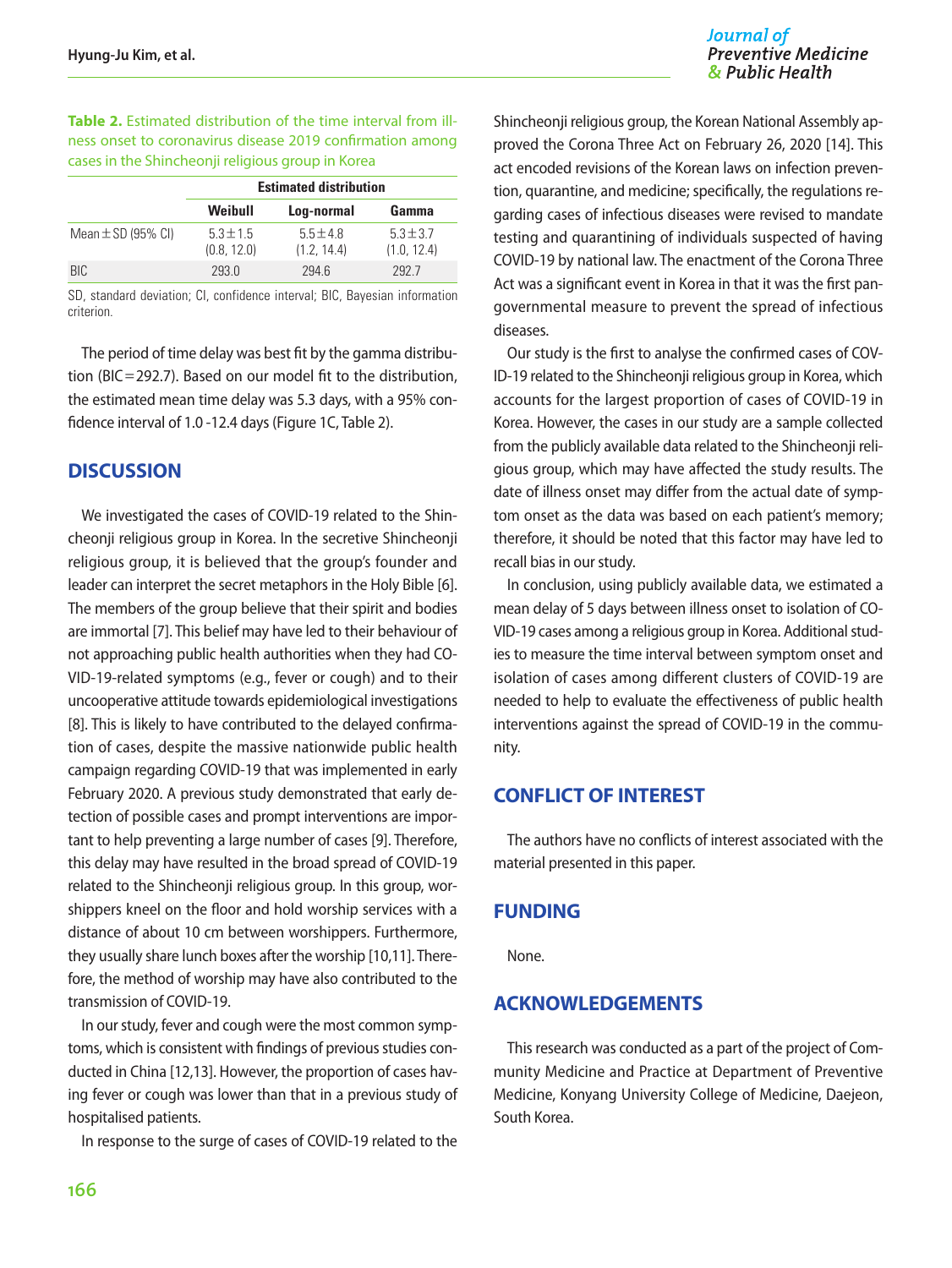**Table 2.** Estimated distribution of the time interval from illness onset to coronavirus disease 2019 confirmation among cases in the Shincheonji religious group in Korea

| | Estimated distribution | | |
|---|---|---|---|
| | Weibull | Log-normal | Gamma |
| Mean ± SD (95% CI) | 5.3 ± 1.5 (0.8, 12.0) | 5.5 ± 4.8 (1.2, 14.4) | 5.3 ± 3.7 (1.0, 12.4) |
| BIC | 293.0 | 294.6 | 292.7 |

SD, standard deviation; CI, confidence interval; BIC, Bayesian information criterion.

The period of time delay was best fit by the gamma distribution (BIC = 292.7). Based on our model fit to the distribution, the estimated mean time delay was 5.3 days, with a 95% confidence interval of 1.0 -12.4 days (Figure 1C, Table 2).

## DISCUSSION

We investigated the cases of COVID-19 related to the Shincheonji religious group in Korea. In the secretive Shincheonji religious group, it is believed that the group's founder and leader can interpret the secret metaphors in the Holy Bible [6]. The members of the group believe that their spirit and bodies are immortal [7]. This belief may have led to their behaviour of not approaching public health authorities when they had COVID-19-related symptoms (e.g., fever or cough) and to their uncooperative attitude towards epidemiological investigations [8]. This is likely to have contributed to the delayed confirmation of cases, despite the massive nationwide public health campaign regarding COVID-19 that was implemented in early February 2020. A previous study demonstrated that early detection of possible cases and prompt interventions are important to help preventing a large number of cases [9]. Therefore, this delay may have resulted in the broad spread of COVID-19 related to the Shincheonji religious group. In this group, worshippers kneel on the floor and hold worship services with a distance of about 10 cm between worshippers. Furthermore, they usually share lunch boxes after the worship [10,11]. Therefore, the method of worship may have also contributed to the transmission of COVID-19.

In our study, fever and cough were the most common symptoms, which is consistent with findings of previous studies conducted in China [12,13]. However, the proportion of cases having fever or cough was lower than that in a previous study of hospitalised patients.

In response to the surge of cases of COVID-19 related to the Shincheonji religious group, the Korean National Assembly approved the Corona Three Act on February 26, 2020 [14]. This act encoded revisions of the Korean laws on infection prevention, quarantine, and medicine; specifically, the regulations regarding cases of infectious diseases were revised to mandate testing and quarantining of individuals suspected of having COVID-19 by national law. The enactment of the Corona Three Act was a significant event in Korea in that it was the first pan-governmental measure to prevent the spread of infectious diseases.

Our study is the first to analyse the confirmed cases of COVID-19 related to the Shincheonji religious group in Korea, which accounts for the largest proportion of cases of COVID-19 in Korea. However, the cases in our study are a sample collected from the publicly available data related to the Shincheonji religious group, which may have affected the study results. The date of illness onset may differ from the actual date of symptom onset as the data was based on each patient's memory; therefore, it should be noted that this factor may have led to recall bias in our study.

In conclusion, using publicly available data, we estimated a mean delay of 5 days between illness onset to isolation of COVID-19 cases among a religious group in Korea. Additional studies to measure the time interval between symptom onset and isolation of cases among different clusters of COVID-19 are needed to help to evaluate the effectiveness of public health interventions against the spread of COVID-19 in the community.

## CONFLICT OF INTEREST

The authors have no conflicts of interest associated with the material presented in this paper.

## FUNDING

None.

## ACKNOWLEDGEMENTS

This research was conducted as a part of the project of Community Medicine and Practice at Department of Preventive Medicine, Konyang University College of Medicine, Daejeon, South Korea.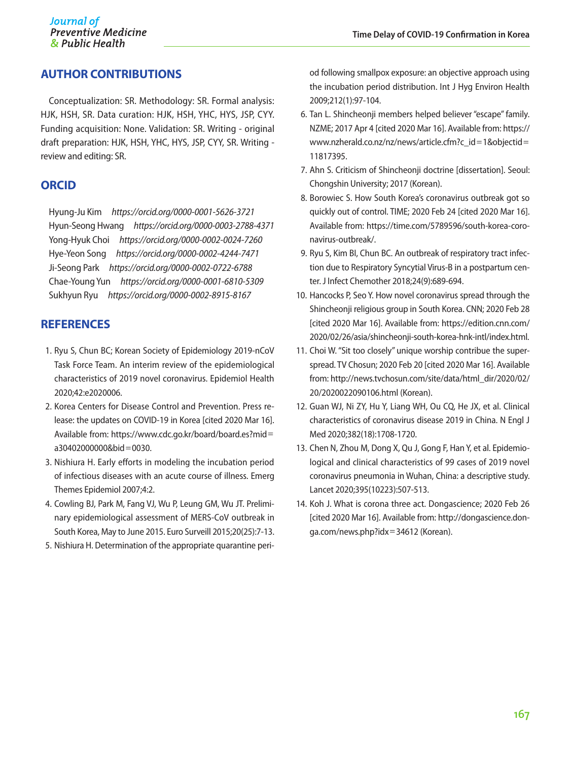## AUTHOR CONTRIBUTIONS

Conceptualization: SR. Methodology: SR. Formal analysis: HJK, HSH, SR. Data curation: HJK, HSH, YHC, HYS, JSP, CYY. Funding acquisition: None. Validation: SR. Writing - original draft preparation: HJK, HSH, YHC, HYS, JSP, CYY, SR. Writing - review and editing: SR.

## ORCID

Hyung-Ju Kim *https://orcid.org/0000-0001-5626-3721*
Hyun-Seong Hwang *https://orcid.org/0000-0003-2788-4371*
Yong-Hyuk Choi *https://orcid.org/0000-0002-0024-7260*
Hye-Yeon Song *https://orcid.org/0000-0002-4244-7471*
Ji-Seong Park *https://orcid.org/0000-0002-0722-6788*
Chae-Young Yun *https://orcid.org/0000-0001-6810-5309*
Sukhyun Ryu *https://orcid.org/0000-0002-8915-8167*

## REFERENCES

1. Ryu S, Chun BC; Korean Society of Epidemiology 2019-nCoV Task Force Team. An interim review of the epidemiological characteristics of 2019 novel coronavirus. Epidemiol Health 2020;42:e2020006.
2. Korea Centers for Disease Control and Prevention. Press release: the updates on COVID-19 in Korea [cited 2020 Mar 16]. Available from: https://www.cdc.go.kr/board/board.es?mid=a30402000000&bid=0030.
3. Nishiura H. Early efforts in modeling the incubation period of infectious diseases with an acute course of illness. Emerg Themes Epidemiol 2007;4:2.
4. Cowling BJ, Park M, Fang VJ, Wu P, Leung GM, Wu JT. Preliminary epidemiological assessment of MERS-CoV outbreak in South Korea, May to June 2015. Euro Surveill 2015;20(25):7-13.
5. Nishiura H. Determination of the appropriate quarantine period following smallpox exposure: an objective approach using the incubation period distribution. Int J Hyg Environ Health 2009;212(1):97-104.
6. Tan L. Shincheonji members helped believer "escape" family. NZME; 2017 Apr 4 [cited 2020 Mar 16]. Available from: https://www.nzherald.co.nz/nz/news/article.cfm?c_id=1&objectid=11817395.
7. Ahn S. Criticism of Shincheonji doctrine [dissertation]. Seoul: Chongshin University; 2017 (Korean).
8. Borowiec S. How South Korea's coronavirus outbreak got so quickly out of control. TIME; 2020 Feb 24 [cited 2020 Mar 16]. Available from: https://time.com/5789596/south-korea-coronavirus-outbreak/.
9. Ryu S, Kim BI, Chun BC. An outbreak of respiratory tract infection due to Respiratory Syncytial Virus-B in a postpartum center. J Infect Chemother 2018;24(9):689-694.
10. Hancocks P, Seo Y. How novel coronavirus spread through the Shincheonji religious group in South Korea. CNN; 2020 Feb 28 [cited 2020 Mar 16]. Available from: https://edition.cnn.com/2020/02/26/asia/shincheonji-south-korea-hnk-intl/index.html.
11. Choi W. "Sit too closely" unique worship contribute the superspread. TV Chosun; 2020 Feb 20 [cited 2020 Mar 16]. Available from: http://news.tvchosun.com/site/data/html_dir/2020/02/20/2020022090106.html (Korean).
12. Guan WJ, Ni ZY, Hu Y, Liang WH, Ou CQ, He JX, et al. Clinical characteristics of coronavirus disease 2019 in China. N Engl J Med 2020;382(18):1708-1720.
13. Chen N, Zhou M, Dong X, Qu J, Gong F, Han Y, et al. Epidemiological and clinical characteristics of 99 cases of 2019 novel coronavirus pneumonia in Wuhan, China: a descriptive study. Lancet 2020;395(10223):507-513.
14. Koh J. What is corona three act. Dongascience; 2020 Feb 26 [cited 2020 Mar 16]. Available from: http://dongascience.donga.com/news.php?idx=34612 (Korean).